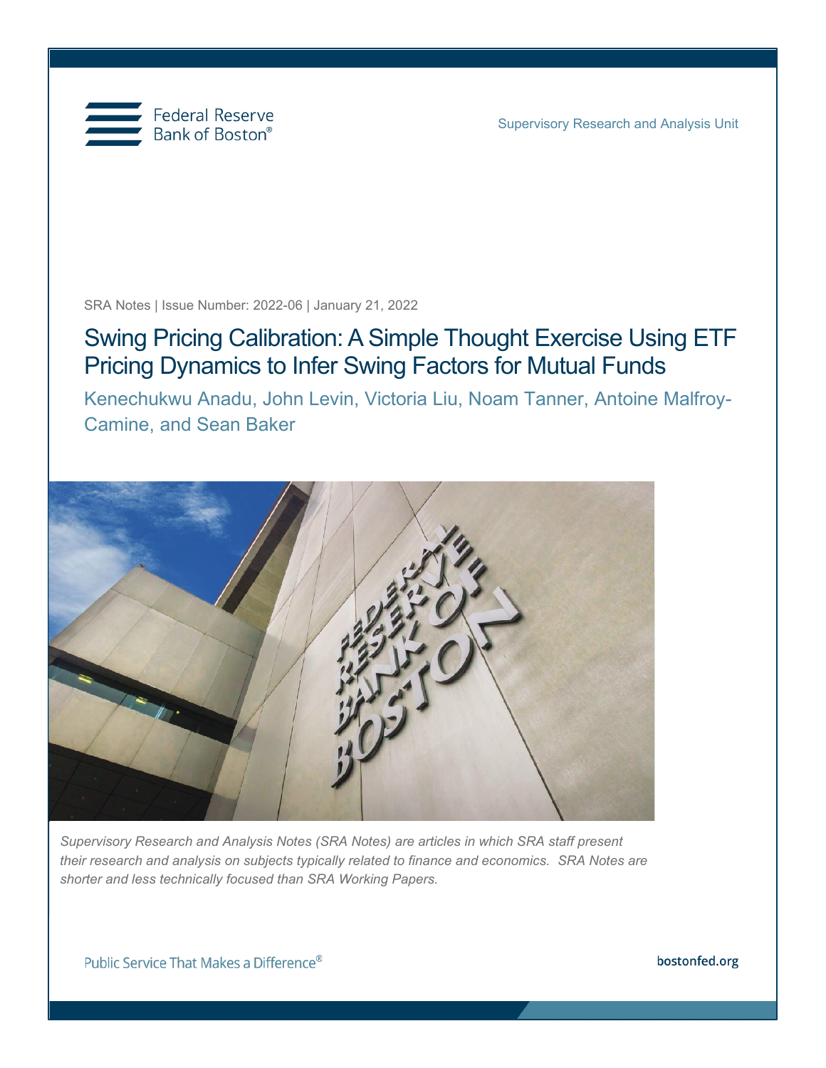Federal Reserve Bank of Boston®

Supervisory Research and Analysis Unit

SRA Notes | Issue Number: 2022-06 | January 21, 2022

# Swing Pricing Calibration: A Simple Thought Exercise Using ETF Pricing Dynamics to Infer Swing Factors for Mutual Funds

Kenechukwu Anadu, John Levin, Victoria Liu, Noam Tanner, Antoine Malfroy-Camine, and Sean Baker

*Supervisory Research and Analysis Notes (SRA Notes) are articles in which SRA staff present their research and analysis on subjects typically related to finance and economics. SRA Notes are shorter and less technically focused than SRA Working Papers.*

Public Service That Makes a Difference®

bostonfed.org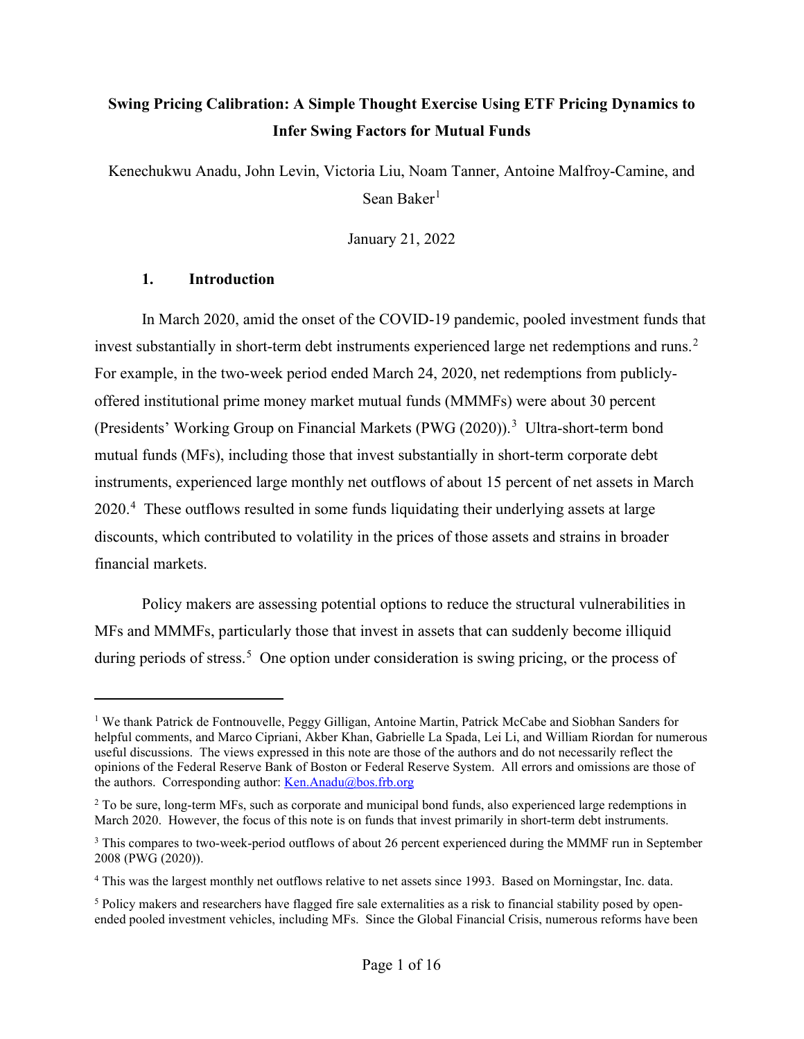**Swing Pricing Calibration: A Simple Thought Exercise Using ETF Pricing Dynamics to Infer Swing Factors for Mutual Funds**

Kenechukwu Anadu, John Levin, Victoria Liu, Noam Tanner, Antoine Malfroy-Camine, and Sean Baker[1]

January 21, 2022

## 1. Introduction

In March 2020, amid the onset of the COVID-19 pandemic, pooled investment funds that invest substantially in short-term debt instruments experienced large net redemptions and runs.[2] For example, in the two-week period ended March 24, 2020, net redemptions from publicly-offered institutional prime money market mutual funds (MMMFs) were about 30 percent (Presidents' Working Group on Financial Markets (PWG (2020)).[3] Ultra-short-term bond mutual funds (MFs), including those that invest substantially in short-term corporate debt instruments, experienced large monthly net outflows of about 15 percent of net assets in March 2020.[4] These outflows resulted in some funds liquidating their underlying assets at large discounts, which contributed to volatility in the prices of those assets and strains in broader financial markets.

Policy makers are assessing potential options to reduce the structural vulnerabilities in MFs and MMMFs, particularly those that invest in assets that can suddenly become illiquid during periods of stress.[5] One option under consideration is swing pricing, or the process of

---

[1] We thank Patrick de Fontnouvelle, Peggy Gilligan, Antoine Martin, Patrick McCabe and Siobhan Sanders for helpful comments, and Marco Cipriani, Akber Khan, Gabrielle La Spada, Lei Li, and William Riordan for numerous useful discussions. The views expressed in this note are those of the authors and do not necessarily reflect the opinions of the Federal Reserve Bank of Boston or Federal Reserve System. All errors and omissions are those of the authors. Corresponding author: Ken.Anadu@bos.frb.org

[2] To be sure, long-term MFs, such as corporate and municipal bond funds, also experienced large redemptions in March 2020. However, the focus of this note is on funds that invest primarily in short-term debt instruments.

[3] This compares to two-week-period outflows of about 26 percent experienced during the MMMF run in September 2008 (PWG (2020)).

[4] This was the largest monthly net outflows relative to net assets since 1993. Based on Morningstar, Inc. data.

[5] Policy makers and researchers have flagged fire sale externalities as a risk to financial stability posed by open-ended pooled investment vehicles, including MFs. Since the Global Financial Crisis, numerous reforms have been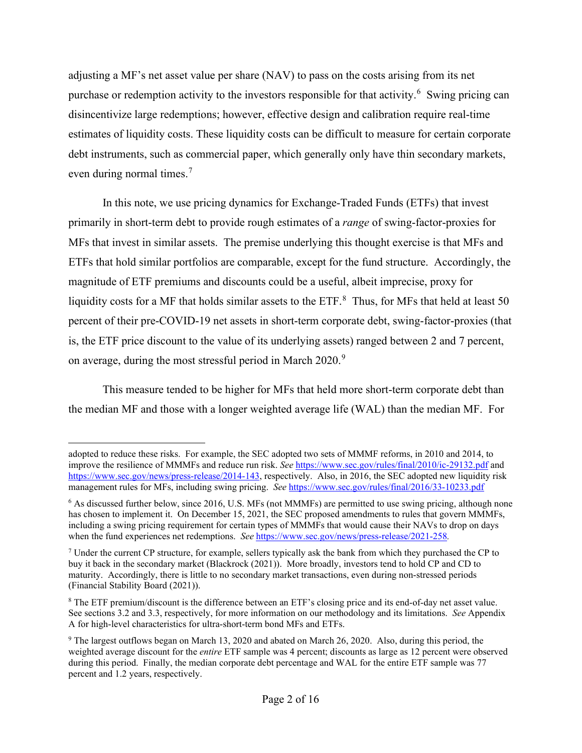adjusting a MF's net asset value per share (NAV) to pass on the costs arising from its net purchase or redemption activity to the investors responsible for that activity.[6] Swing pricing can disincentivize large redemptions; however, effective design and calibration require real-time estimates of liquidity costs. These liquidity costs can be difficult to measure for certain corporate debt instruments, such as commercial paper, which generally only have thin secondary markets, even during normal times.[7]

In this note, we use pricing dynamics for Exchange-Traded Funds (ETFs) that invest primarily in short-term debt to provide rough estimates of a *range* of swing-factor-proxies for MFs that invest in similar assets. The premise underlying this thought exercise is that MFs and ETFs that hold similar portfolios are comparable, except for the fund structure. Accordingly, the magnitude of ETF premiums and discounts could be a useful, albeit imprecise, proxy for liquidity costs for a MF that holds similar assets to the ETF.[8] Thus, for MFs that held at least 50 percent of their pre-COVID-19 net assets in short-term corporate debt, swing-factor-proxies (that is, the ETF price discount to the value of its underlying assets) ranged between 2 and 7 percent, on average, during the most stressful period in March 2020.[9]

This measure tended to be higher for MFs that held more short-term corporate debt than the median MF and those with a longer weighted average life (WAL) than the median MF. For

---

adopted to reduce these risks. For example, the SEC adopted two sets of MMMF reforms, in 2010 and 2014, to improve the resilience of MMMFs and reduce run risk. *See* https://www.sec.gov/rules/final/2010/ic-29132.pdf and https://www.sec.gov/news/press-release/2014-143, respectively. Also, in 2016, the SEC adopted new liquidity risk management rules for MFs, including swing pricing. *See* https://www.sec.gov/rules/final/2016/33-10233.pdf

[6] As discussed further below, since 2016, U.S. MFs (not MMMFs) are permitted to use swing pricing, although none has chosen to implement it. On December 15, 2021, the SEC proposed amendments to rules that govern MMMFs, including a swing pricing requirement for certain types of MMMFs that would cause their NAVs to drop on days when the fund experiences net redemptions. *See* https://www.sec.gov/news/press-release/2021-258.

[7] Under the current CP structure, for example, sellers typically ask the bank from which they purchased the CP to buy it back in the secondary market (Blackrock (2021)). More broadly, investors tend to hold CP and CD to maturity. Accordingly, there is little to no secondary market transactions, even during non-stressed periods (Financial Stability Board (2021)).

[8] The ETF premium/discount is the difference between an ETF's closing price and its end-of-day net asset value. See sections 3.2 and 3.3, respectively, for more information on our methodology and its limitations. *See* Appendix A for high-level characteristics for ultra-short-term bond MFs and ETFs.

[9] The largest outflows began on March 13, 2020 and abated on March 26, 2020. Also, during this period, the weighted average discount for the *entire* ETF sample was 4 percent; discounts as large as 12 percent were observed during this period. Finally, the median corporate debt percentage and WAL for the entire ETF sample was 77 percent and 1.2 years, respectively.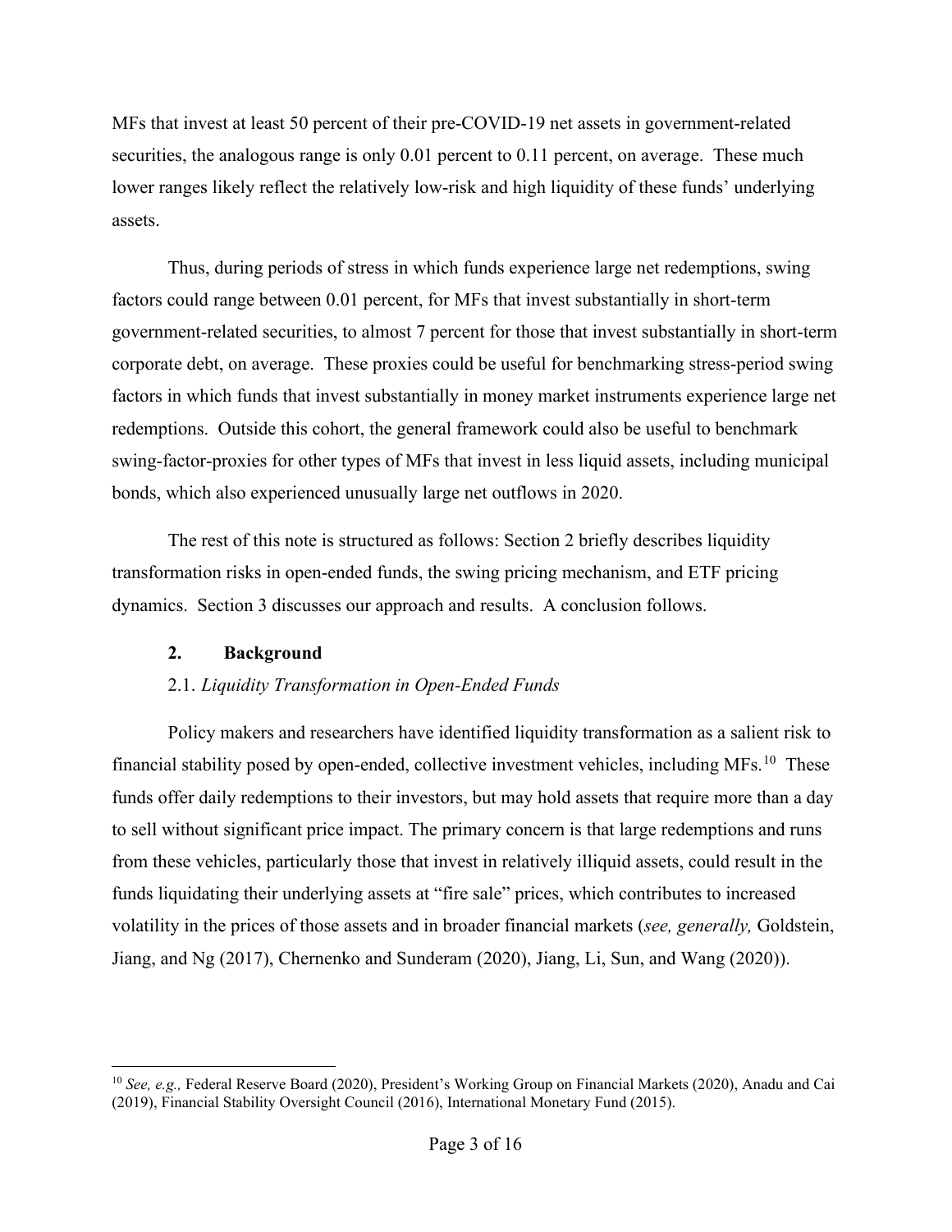MFs that invest at least 50 percent of their pre-COVID-19 net assets in government-related securities, the analogous range is only 0.01 percent to 0.11 percent, on average. These much lower ranges likely reflect the relatively low-risk and high liquidity of these funds' underlying assets.

Thus, during periods of stress in which funds experience large net redemptions, swing factors could range between 0.01 percent, for MFs that invest substantially in short-term government-related securities, to almost 7 percent for those that invest substantially in short-term corporate debt, on average. These proxies could be useful for benchmarking stress-period swing factors in which funds that invest substantially in money market instruments experience large net redemptions. Outside this cohort, the general framework could also be useful to benchmark swing-factor-proxies for other types of MFs that invest in less liquid assets, including municipal bonds, which also experienced unusually large net outflows in 2020.

The rest of this note is structured as follows: Section 2 briefly describes liquidity transformation risks in open-ended funds, the swing pricing mechanism, and ETF pricing dynamics. Section 3 discusses our approach and results. A conclusion follows.

## 2. Background

### 2.1. *Liquidity Transformation in Open-Ended Funds*

Policy makers and researchers have identified liquidity transformation as a salient risk to financial stability posed by open-ended, collective investment vehicles, including MFs.[10] These funds offer daily redemptions to their investors, but may hold assets that require more than a day to sell without significant price impact. The primary concern is that large redemptions and runs from these vehicles, particularly those that invest in relatively illiquid assets, could result in the funds liquidating their underlying assets at "fire sale" prices, which contributes to increased volatility in the prices of those assets and in broader financial markets (*see, generally,* Goldstein, Jiang, and Ng (2017), Chernenko and Sunderam (2020), Jiang, Li, Sun, and Wang (2020)).

[10] *See, e.g.,* Federal Reserve Board (2020), President's Working Group on Financial Markets (2020), Anadu and Cai (2019), Financial Stability Oversight Council (2016), International Monetary Fund (2015).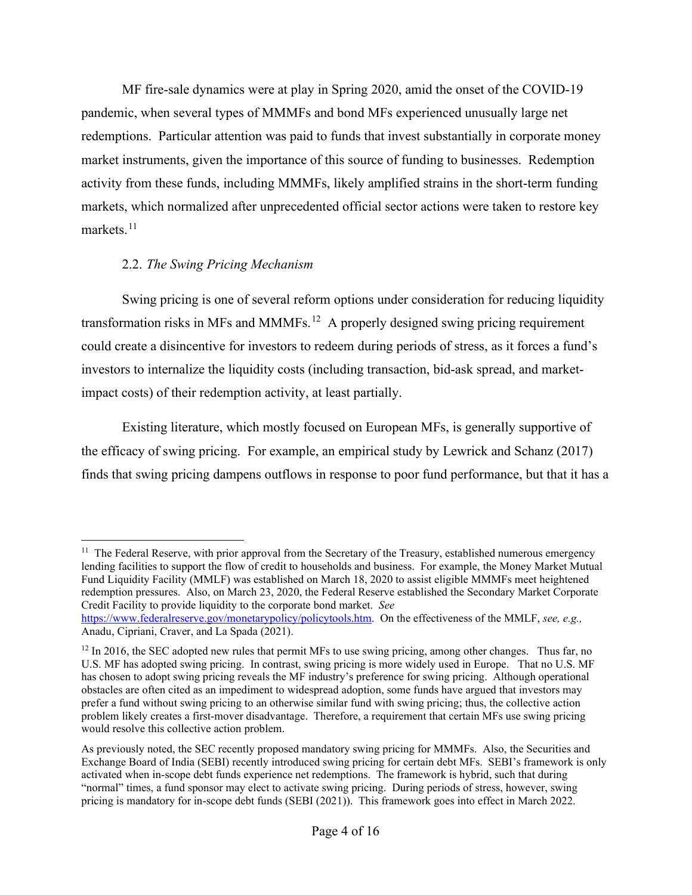MF fire-sale dynamics were at play in Spring 2020, amid the onset of the COVID-19 pandemic, when several types of MMMFs and bond MFs experienced unusually large net redemptions. Particular attention was paid to funds that invest substantially in corporate money market instruments, given the importance of this source of funding to businesses. Redemption activity from these funds, including MMMFs, likely amplified strains in the short-term funding markets, which normalized after unprecedented official sector actions were taken to restore key markets.[11]

### 2.2. *The Swing Pricing Mechanism*

Swing pricing is one of several reform options under consideration for reducing liquidity transformation risks in MFs and MMMFs.[12] A properly designed swing pricing requirement could create a disincentive for investors to redeem during periods of stress, as it forces a fund's investors to internalize the liquidity costs (including transaction, bid-ask spread, and market-impact costs) of their redemption activity, at least partially.

Existing literature, which mostly focused on European MFs, is generally supportive of the efficacy of swing pricing. For example, an empirical study by Lewrick and Schanz (2017) finds that swing pricing dampens outflows in response to poor fund performance, but that it has a

---

[11] The Federal Reserve, with prior approval from the Secretary of the Treasury, established numerous emergency lending facilities to support the flow of credit to households and business. For example, the Money Market Mutual Fund Liquidity Facility (MMLF) was established on March 18, 2020 to assist eligible MMMFs meet heightened redemption pressures. Also, on March 23, 2020, the Federal Reserve established the Secondary Market Corporate Credit Facility to provide liquidity to the corporate bond market. *See* https://www.federalreserve.gov/monetarypolicy/policytools.htm. On the effectiveness of the MMLF, *see, e.g.,* Anadu, Cipriani, Craver, and La Spada (2021).

[12] In 2016, the SEC adopted new rules that permit MFs to use swing pricing, among other changes. Thus far, no U.S. MF has adopted swing pricing. In contrast, swing pricing is more widely used in Europe. That no U.S. MF has chosen to adopt swing pricing reveals the MF industry's preference for swing pricing. Although operational obstacles are often cited as an impediment to widespread adoption, some funds have argued that investors may prefer a fund without swing pricing to an otherwise similar fund with swing pricing; thus, the collective action problem likely creates a first-mover disadvantage. Therefore, a requirement that certain MFs use swing pricing would resolve this collective action problem.

As previously noted, the SEC recently proposed mandatory swing pricing for MMMFs. Also, the Securities and Exchange Board of India (SEBI) recently introduced swing pricing for certain debt MFs. SEBI's framework is only activated when in-scope debt funds experience net redemptions. The framework is hybrid, such that during "normal" times, a fund sponsor may elect to activate swing pricing. During periods of stress, however, swing pricing is mandatory for in-scope debt funds (SEBI (2021)). This framework goes into effect in March 2022.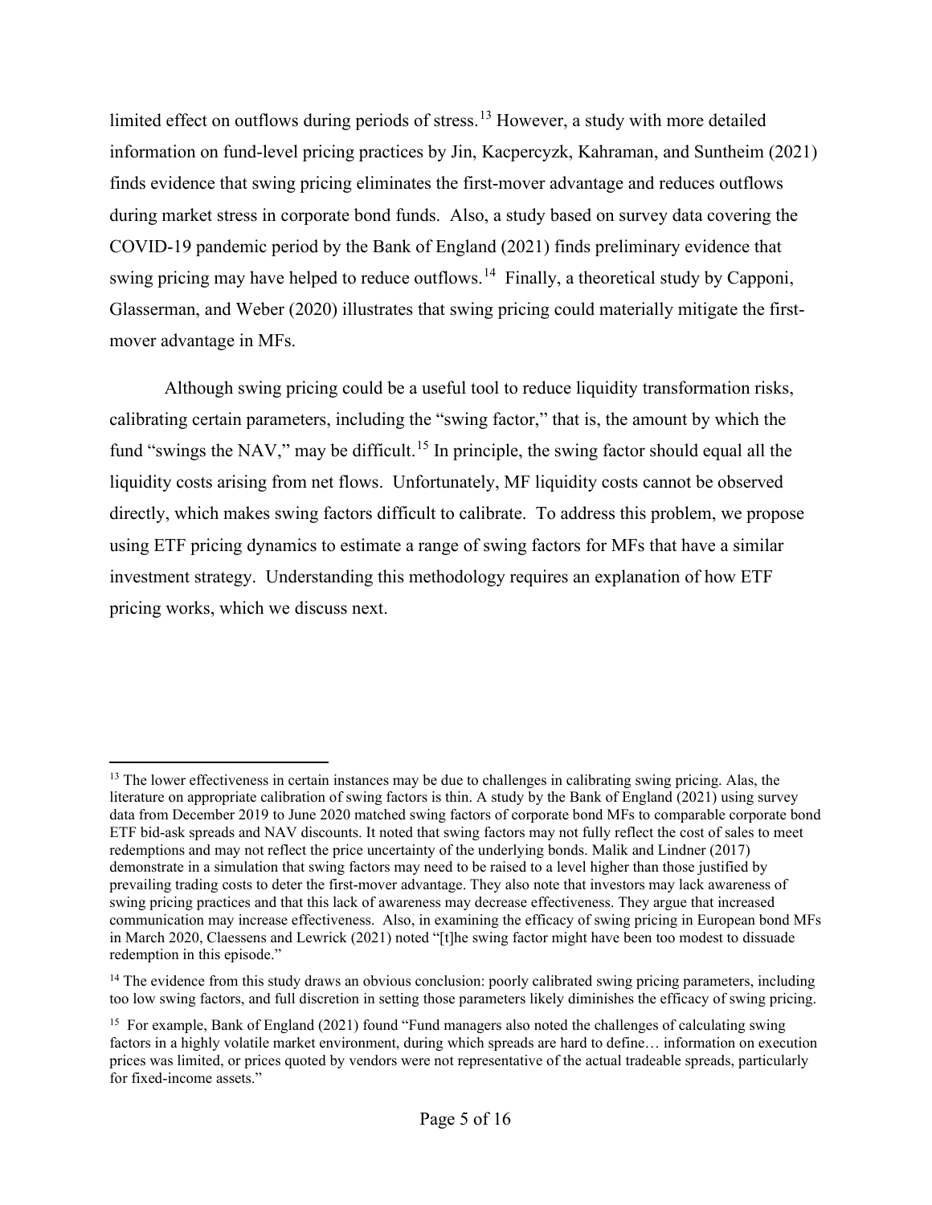limited effect on outflows during periods of stress.[13] However, a study with more detailed information on fund-level pricing practices by Jin, Kacpercyzk, Kahraman, and Suntheim (2021) finds evidence that swing pricing eliminates the first-mover advantage and reduces outflows during market stress in corporate bond funds. Also, a study based on survey data covering the COVID-19 pandemic period by the Bank of England (2021) finds preliminary evidence that swing pricing may have helped to reduce outflows.[14] Finally, a theoretical study by Capponi, Glasserman, and Weber (2020) illustrates that swing pricing could materially mitigate the first-mover advantage in MFs.

Although swing pricing could be a useful tool to reduce liquidity transformation risks, calibrating certain parameters, including the "swing factor," that is, the amount by which the fund "swings the NAV," may be difficult.[15] In principle, the swing factor should equal all the liquidity costs arising from net flows. Unfortunately, MF liquidity costs cannot be observed directly, which makes swing factors difficult to calibrate. To address this problem, we propose using ETF pricing dynamics to estimate a range of swing factors for MFs that have a similar investment strategy. Understanding this methodology requires an explanation of how ETF pricing works, which we discuss next.

---

[13] The lower effectiveness in certain instances may be due to challenges in calibrating swing pricing. Alas, the literature on appropriate calibration of swing factors is thin. A study by the Bank of England (2021) using survey data from December 2019 to June 2020 matched swing factors of corporate bond MFs to comparable corporate bond ETF bid-ask spreads and NAV discounts. It noted that swing factors may not fully reflect the cost of sales to meet redemptions and may not reflect the price uncertainty of the underlying bonds. Malik and Lindner (2017) demonstrate in a simulation that swing factors may need to be raised to a level higher than those justified by prevailing trading costs to deter the first-mover advantage. They also note that investors may lack awareness of swing pricing practices and that this lack of awareness may decrease effectiveness. They argue that increased communication may increase effectiveness. Also, in examining the efficacy of swing pricing in European bond MFs in March 2020, Claessens and Lewrick (2021) noted "[t]he swing factor might have been too modest to dissuade redemption in this episode."

[14] The evidence from this study draws an obvious conclusion: poorly calibrated swing pricing parameters, including too low swing factors, and full discretion in setting those parameters likely diminishes the efficacy of swing pricing.

[15] For example, Bank of England (2021) found "Fund managers also noted the challenges of calculating swing factors in a highly volatile market environment, during which spreads are hard to define… information on execution prices was limited, or prices quoted by vendors were not representative of the actual tradeable spreads, particularly for fixed-income assets."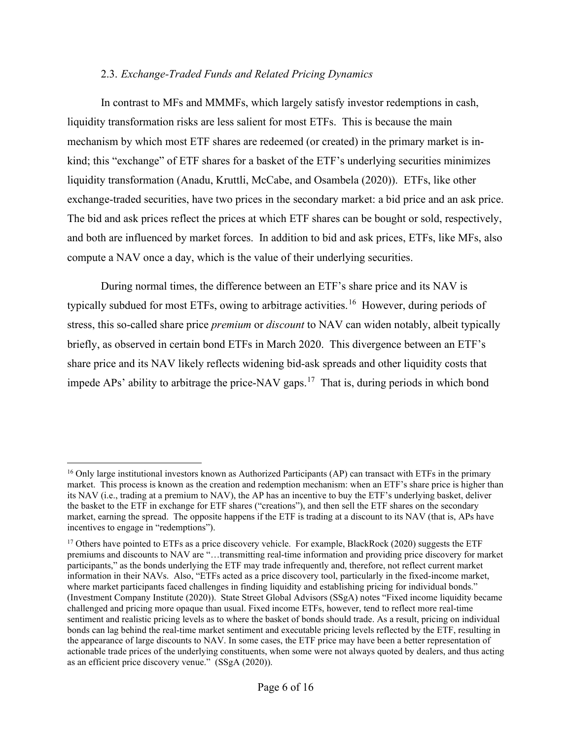### 2.3. *Exchange-Traded Funds and Related Pricing Dynamics*

In contrast to MFs and MMMFs, which largely satisfy investor redemptions in cash, liquidity transformation risks are less salient for most ETFs. This is because the main mechanism by which most ETF shares are redeemed (or created) in the primary market is in-kind; this "exchange" of ETF shares for a basket of the ETF's underlying securities minimizes liquidity transformation (Anadu, Kruttli, McCabe, and Osambela (2020)). ETFs, like other exchange-traded securities, have two prices in the secondary market: a bid price and an ask price. The bid and ask prices reflect the prices at which ETF shares can be bought or sold, respectively, and both are influenced by market forces. In addition to bid and ask prices, ETFs, like MFs, also compute a NAV once a day, which is the value of their underlying securities.

During normal times, the difference between an ETF's share price and its NAV is typically subdued for most ETFs, owing to arbitrage activities.[16] However, during periods of stress, this so-called share price *premium* or *discount* to NAV can widen notably, albeit typically briefly, as observed in certain bond ETFs in March 2020. This divergence between an ETF's share price and its NAV likely reflects widening bid-ask spreads and other liquidity costs that impede APs' ability to arbitrage the price-NAV gaps.[17] That is, during periods in which bond

[16] Only large institutional investors known as Authorized Participants (AP) can transact with ETFs in the primary market. This process is known as the creation and redemption mechanism: when an ETF's share price is higher than its NAV (i.e., trading at a premium to NAV), the AP has an incentive to buy the ETF's underlying basket, deliver the basket to the ETF in exchange for ETF shares ("creations"), and then sell the ETF shares on the secondary market, earning the spread. The opposite happens if the ETF is trading at a discount to its NAV (that is, APs have incentives to engage in "redemptions").

[17] Others have pointed to ETFs as a price discovery vehicle. For example, BlackRock (2020) suggests the ETF premiums and discounts to NAV are "…transmitting real-time information and providing price discovery for market participants," as the bonds underlying the ETF may trade infrequently and, therefore, not reflect current market information in their NAVs. Also, "ETFs acted as a price discovery tool, particularly in the fixed-income market, where market participants faced challenges in finding liquidity and establishing pricing for individual bonds." (Investment Company Institute (2020)). State Street Global Advisors (SSgA) notes "Fixed income liquidity became challenged and pricing more opaque than usual. Fixed income ETFs, however, tend to reflect more real-time sentiment and realistic pricing levels as to where the basket of bonds should trade. As a result, pricing on individual bonds can lag behind the real-time market sentiment and executable pricing levels reflected by the ETF, resulting in the appearance of large discounts to NAV. In some cases, the ETF price may have been a better representation of actionable trade prices of the underlying constituents, when some were not always quoted by dealers, and thus acting as an efficient price discovery venue." (SSgA (2020)).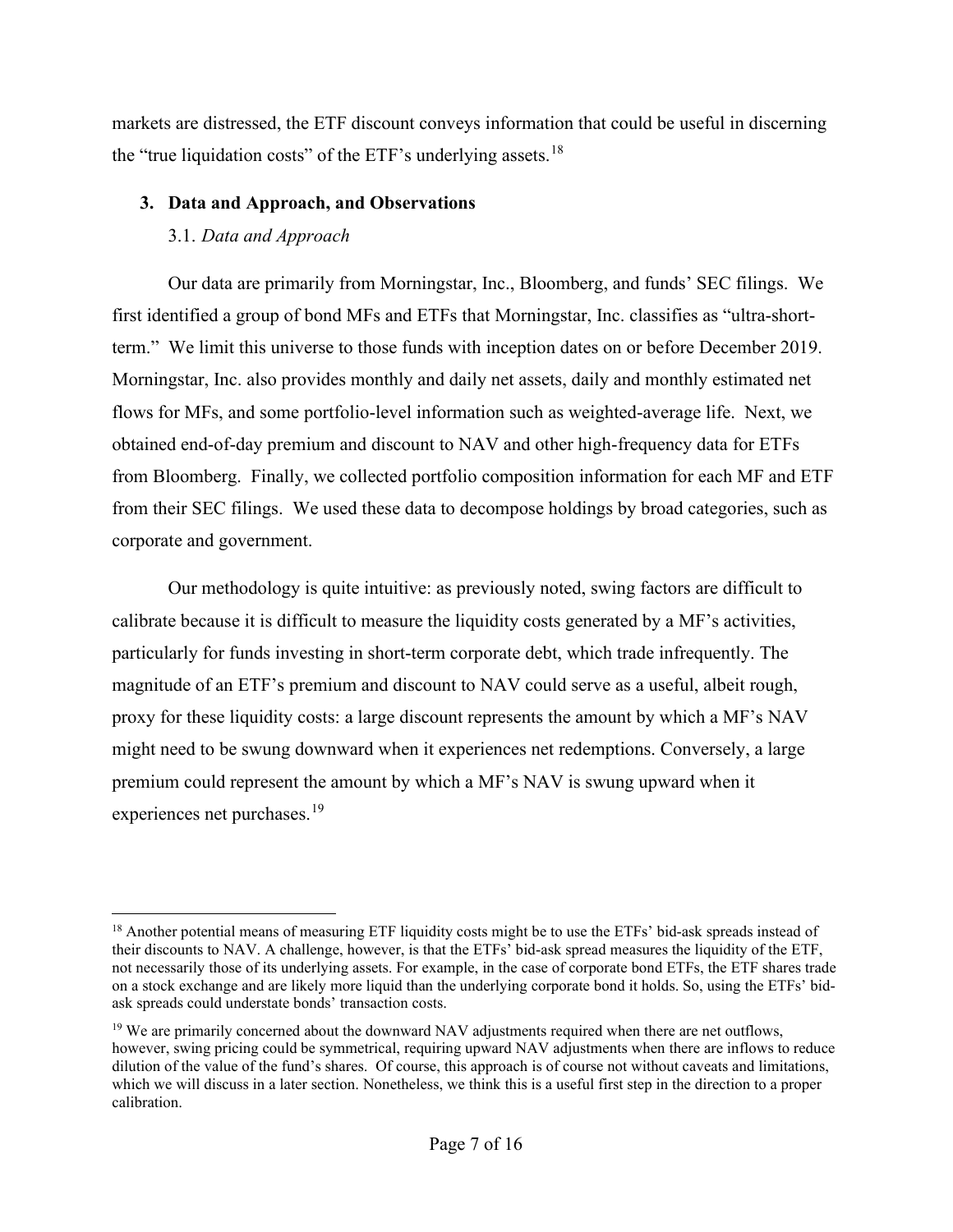markets are distressed, the ETF discount conveys information that could be useful in discerning the "true liquidation costs" of the ETF's underlying assets.[18]

## 3. Data and Approach, and Observations

### 3.1. *Data and Approach*

Our data are primarily from Morningstar, Inc., Bloomberg, and funds' SEC filings. We first identified a group of bond MFs and ETFs that Morningstar, Inc. classifies as "ultra-short-term." We limit this universe to those funds with inception dates on or before December 2019. Morningstar, Inc. also provides monthly and daily net assets, daily and monthly estimated net flows for MFs, and some portfolio-level information such as weighted-average life. Next, we obtained end-of-day premium and discount to NAV and other high-frequency data for ETFs from Bloomberg. Finally, we collected portfolio composition information for each MF and ETF from their SEC filings. We used these data to decompose holdings by broad categories, such as corporate and government.

Our methodology is quite intuitive: as previously noted, swing factors are difficult to calibrate because it is difficult to measure the liquidity costs generated by a MF's activities, particularly for funds investing in short-term corporate debt, which trade infrequently. The magnitude of an ETF's premium and discount to NAV could serve as a useful, albeit rough, proxy for these liquidity costs: a large discount represents the amount by which a MF's NAV might need to be swung downward when it experiences net redemptions. Conversely, a large premium could represent the amount by which a MF's NAV is swung upward when it experiences net purchases.[19]

---

[18] Another potential means of measuring ETF liquidity costs might be to use the ETFs' bid-ask spreads instead of their discounts to NAV. A challenge, however, is that the ETFs' bid-ask spread measures the liquidity of the ETF, not necessarily those of its underlying assets. For example, in the case of corporate bond ETFs, the ETF shares trade on a stock exchange and are likely more liquid than the underlying corporate bond it holds. So, using the ETFs' bid-ask spreads could understate bonds' transaction costs.

[19] We are primarily concerned about the downward NAV adjustments required when there are net outflows, however, swing pricing could be symmetrical, requiring upward NAV adjustments when there are inflows to reduce dilution of the value of the fund's shares. Of course, this approach is of course not without caveats and limitations, which we will discuss in a later section. Nonetheless, we think this is a useful first step in the direction to a proper calibration.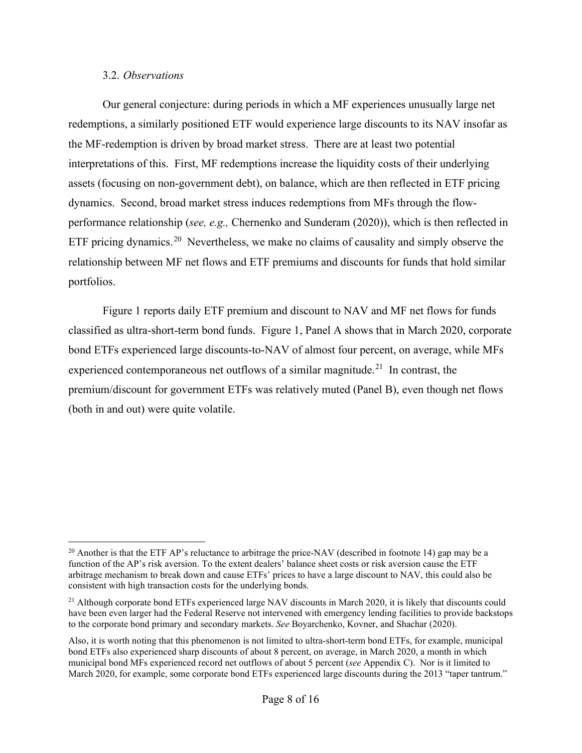### 3.2. *Observations*

Our general conjecture: during periods in which a MF experiences unusually large net redemptions, a similarly positioned ETF would experience large discounts to its NAV insofar as the MF-redemption is driven by broad market stress. There are at least two potential interpretations of this. First, MF redemptions increase the liquidity costs of their underlying assets (focusing on non-government debt), on balance, which are then reflected in ETF pricing dynamics. Second, broad market stress induces redemptions from MFs through the flow-performance relationship (*see, e.g.,* Chernenko and Sunderam (2020)), which is then reflected in ETF pricing dynamics.[20] Nevertheless, we make no claims of causality and simply observe the relationship between MF net flows and ETF premiums and discounts for funds that hold similar portfolios.

Figure 1 reports daily ETF premium and discount to NAV and MF net flows for funds classified as ultra-short-term bond funds. Figure 1, Panel A shows that in March 2020, corporate bond ETFs experienced large discounts-to-NAV of almost four percent, on average, while MFs experienced contemporaneous net outflows of a similar magnitude.[21] In contrast, the premium/discount for government ETFs was relatively muted (Panel B), even though net flows (both in and out) were quite volatile.

---

[20] Another is that the ETF AP's reluctance to arbitrage the price-NAV (described in footnote 14) gap may be a function of the AP's risk aversion. To the extent dealers' balance sheet costs or risk aversion cause the ETF arbitrage mechanism to break down and cause ETFs' prices to have a large discount to NAV, this could also be consistent with high transaction costs for the underlying bonds.

[21] Although corporate bond ETFs experienced large NAV discounts in March 2020, it is likely that discounts could have been even larger had the Federal Reserve not intervened with emergency lending facilities to provide backstops to the corporate bond primary and secondary markets. *See* Boyarchenko, Kovner, and Shachar (2020).

Also, it is worth noting that this phenomenon is not limited to ultra-short-term bond ETFs, for example, municipal bond ETFs also experienced sharp discounts of about 8 percent, on average, in March 2020, a month in which municipal bond MFs experienced record net outflows of about 5 percent (*see* Appendix C). Nor is it limited to March 2020, for example, some corporate bond ETFs experienced large discounts during the 2013 "taper tantrum."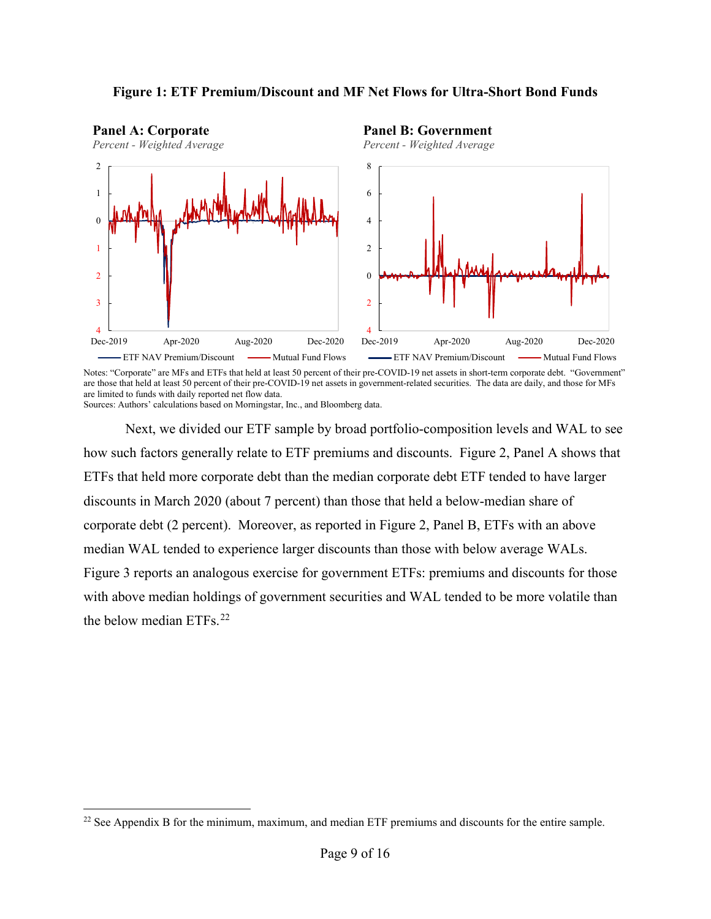**Figure 1: ETF Premium/Discount and MF Net Flows for Ultra-Short Bond Funds**

**Panel A: Corporate**

*Percent - Weighted Average*

2
1
0
1
2
3
4

Dec-2019 Apr-2020 Aug-2020 Dec-2020

ETF NAV Premium/Discount
Mutual Fund Flows

**Panel B: Government**

*Percent - Weighted Average*

8
6
4
2
0
2
4

Dec-2019 Apr-2020 Aug-2020 Dec-2020

ETF NAV Premium/Discount
Mutual Fund Flows

Notes: "Corporate" are MFs and ETFs that held at least 50 percent of their pre-COVID-19 net assets in short-term corporate debt. "Government" are those that held at least 50 percent of their pre-COVID-19 net assets in government-related securities. The data are daily, and those for MFs are limited to funds with daily reported net flow data.
Sources: Authors' calculations based on Morningstar, Inc., and Bloomberg data.

Next, we divided our ETF sample by broad portfolio-composition levels and WAL to see how such factors generally relate to ETF premiums and discounts. Figure 2, Panel A shows that ETFs that held more corporate debt than the median corporate debt ETF tended to have larger discounts in March 2020 (about 7 percent) than those that held a below-median share of corporate debt (2 percent). Moreover, as reported in Figure 2, Panel B, ETFs with an above median WAL tended to experience larger discounts than those with below average WALs. Figure 3 reports an analogous exercise for government ETFs: premiums and discounts for those with above median holdings of government securities and WAL tended to be more volatile than the below median ETFs.[22]

[22] See Appendix B for the minimum, maximum, and median ETF premiums and discounts for the entire sample.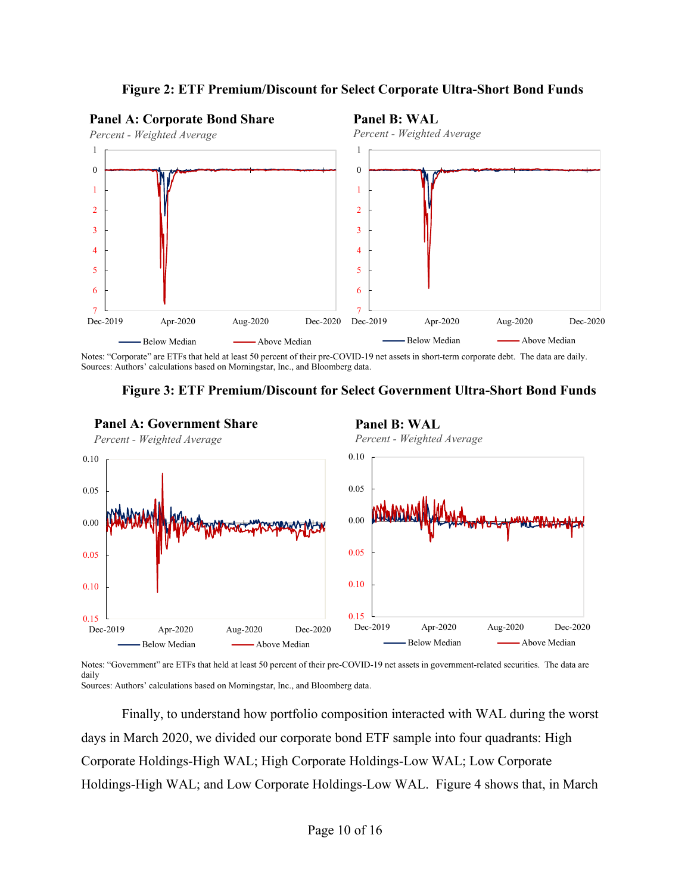**Figure 2: ETF Premium/Discount for Select Corporate Ultra-Short Bond Funds**

**Panel A: Corporate Bond Share**

*Percent - Weighted Average*

**Panel B: WAL**

*Percent - Weighted Average*

Notes: "Corporate" are ETFs that held at least 50 percent of their pre-COVID-19 net assets in short-term corporate debt. The data are daily.
Sources: Authors' calculations based on Morningstar, Inc., and Bloomberg data.

**Figure 3: ETF Premium/Discount for Select Government Ultra-Short Bond Funds**

**Panel A: Government Share**

*Percent - Weighted Average*

**Panel B: WAL**

*Percent - Weighted Average*

Notes: "Government" are ETFs that held at least 50 percent of their pre-COVID-19 net assets in government-related securities. The data are daily
Sources: Authors' calculations based on Morningstar, Inc., and Bloomberg data.

Finally, to understand how portfolio composition interacted with WAL during the worst days in March 2020, we divided our corporate bond ETF sample into four quadrants: High Corporate Holdings-High WAL; High Corporate Holdings-Low WAL; Low Corporate Holdings-High WAL; and Low Corporate Holdings-Low WAL. Figure 4 shows that, in March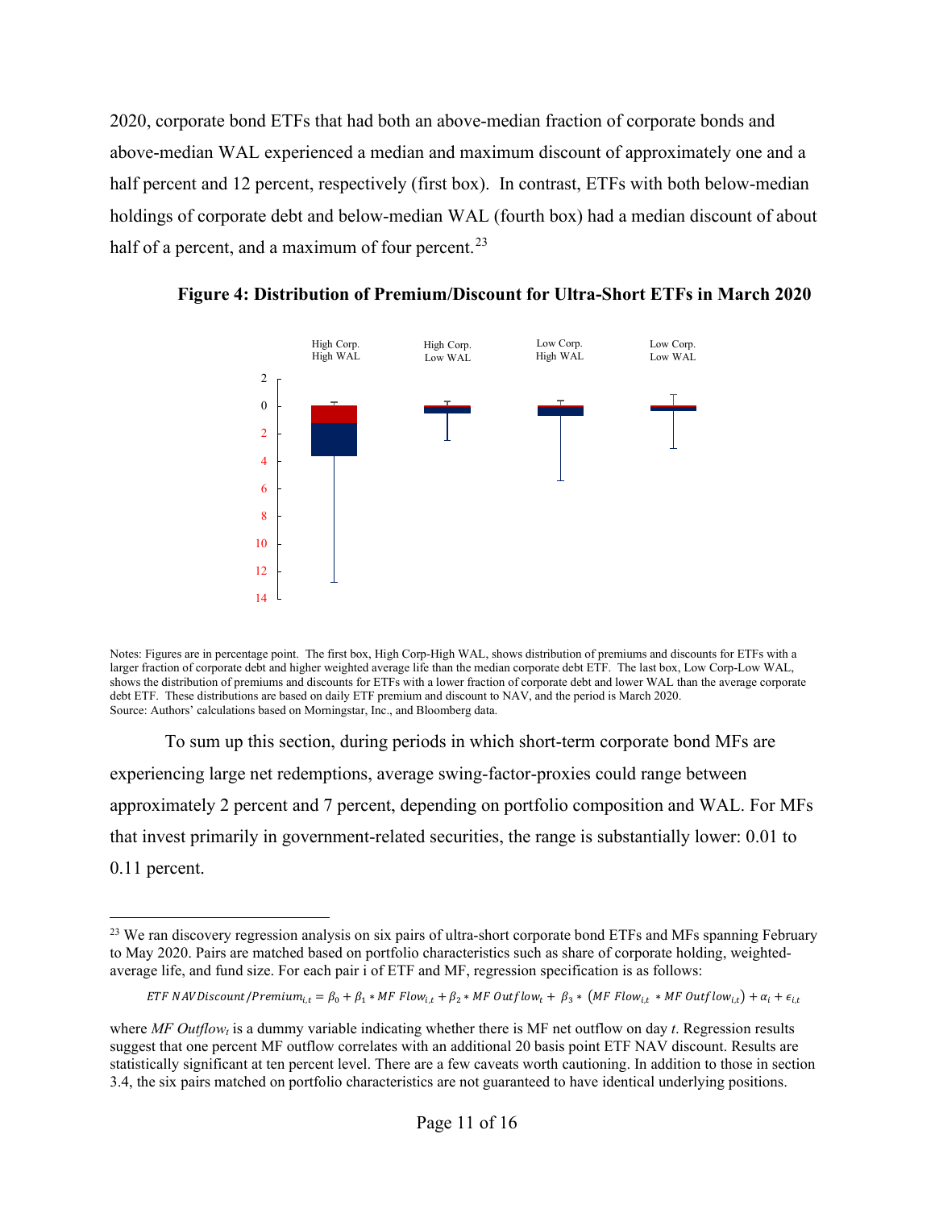2020, corporate bond ETFs that had both an above-median fraction of corporate bonds and above-median WAL experienced a median and maximum discount of approximately one and a half percent and 12 percent, respectively (first box). In contrast, ETFs with both below-median holdings of corporate debt and below-median WAL (fourth box) had a median discount of about half of a percent, and a maximum of four percent.[23]

**Figure 4: Distribution of Premium/Discount for Ultra-Short ETFs in March 2020**

High Corp.
High WAL

High Corp.
Low WAL

Low Corp.
High WAL

Low Corp.
Low WAL

2
0
2
4
6
8
10
12
14

Notes: Figures are in percentage point. The first box, High Corp-High WAL, shows distribution of premiums and discounts for ETFs with a larger fraction of corporate debt and higher weighted average life than the median corporate debt ETF. The last box, Low Corp-Low WAL, shows the distribution of premiums and discounts for ETFs with a lower fraction of corporate debt and lower WAL than the average corporate debt ETF. These distributions are based on daily ETF premium and discount to NAV, and the period is March 2020.
Source: Authors' calculations based on Morningstar, Inc., and Bloomberg data.

To sum up this section, during periods in which short-term corporate bond MFs are experiencing large net redemptions, average swing-factor-proxies could range between approximately 2 percent and 7 percent, depending on portfolio composition and WAL. For MFs that invest primarily in government-related securities, the range is substantially lower: 0.01 to 0.11 percent.

[23] We ran discovery regression analysis on six pairs of ultra-short corporate bond ETFs and MFs spanning February to May 2020. Pairs are matched based on portfolio characteristics such as share of corporate holding, weighted-average life, and fund size. For each pair i of ETF and MF, regression specification is as follows:

$$ETF\ NAV\,Discount/Premium_{i,t} = \beta_0 + \beta_1 * MF\ Flow_{i,t} + \beta_2 * MF\ Outflow_t + \beta_3 * \left(MF\ Flow_{i,t} * MF\ Outflow_{i,t}\right) + \alpha_i + \epsilon_{i,t}$$

where *MF Outflow*$_t$ is a dummy variable indicating whether there is MF net outflow on day *t*. Regression results suggest that one percent MF outflow correlates with an additional 20 basis point ETF NAV discount. Results are statistically significant at ten percent level. There are a few caveats worth cautioning. In addition to those in section 3.4, the six pairs matched on portfolio characteristics are not guaranteed to have identical underlying positions.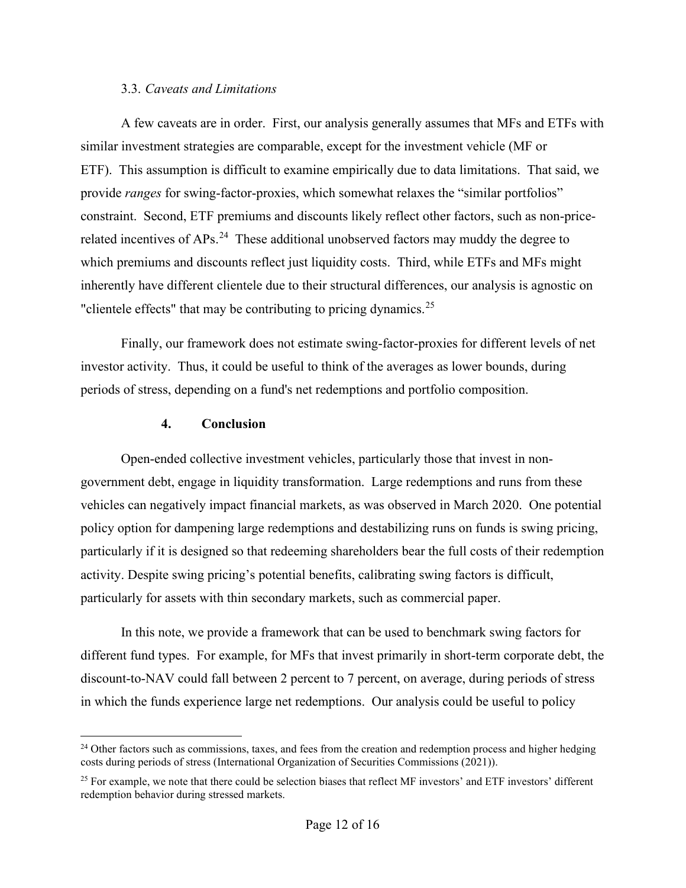### 3.3. *Caveats and Limitations*

A few caveats are in order. First, our analysis generally assumes that MFs and ETFs with similar investment strategies are comparable, except for the investment vehicle (MF or ETF). This assumption is difficult to examine empirically due to data limitations. That said, we provide *ranges* for swing-factor-proxies, which somewhat relaxes the "similar portfolios" constraint. Second, ETF premiums and discounts likely reflect other factors, such as non-price-related incentives of APs.[24] These additional unobserved factors may muddy the degree to which premiums and discounts reflect just liquidity costs. Third, while ETFs and MFs might inherently have different clientele due to their structural differences, our analysis is agnostic on "clientele effects" that may be contributing to pricing dynamics.[25]

Finally, our framework does not estimate swing-factor-proxies for different levels of net investor activity. Thus, it could be useful to think of the averages as lower bounds, during periods of stress, depending on a fund's net redemptions and portfolio composition.

## 4. Conclusion

Open-ended collective investment vehicles, particularly those that invest in non-government debt, engage in liquidity transformation. Large redemptions and runs from these vehicles can negatively impact financial markets, as was observed in March 2020. One potential policy option for dampening large redemptions and destabilizing runs on funds is swing pricing, particularly if it is designed so that redeeming shareholders bear the full costs of their redemption activity. Despite swing pricing's potential benefits, calibrating swing factors is difficult, particularly for assets with thin secondary markets, such as commercial paper.

In this note, we provide a framework that can be used to benchmark swing factors for different fund types. For example, for MFs that invest primarily in short-term corporate debt, the discount-to-NAV could fall between 2 percent to 7 percent, on average, during periods of stress in which the funds experience large net redemptions. Our analysis could be useful to policy

---

[24] Other factors such as commissions, taxes, and fees from the creation and redemption process and higher hedging costs during periods of stress (International Organization of Securities Commissions (2021)).

[25] For example, we note that there could be selection biases that reflect MF investors' and ETF investors' different redemption behavior during stressed markets.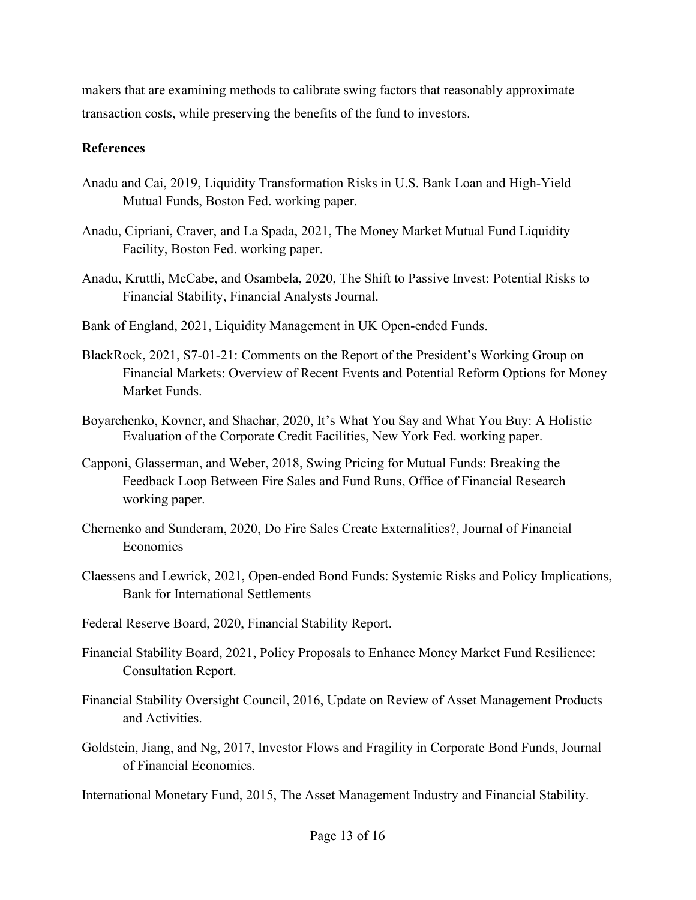makers that are examining methods to calibrate swing factors that reasonably approximate transaction costs, while preserving the benefits of the fund to investors.

**References**

Anadu and Cai, 2019, Liquidity Transformation Risks in U.S. Bank Loan and High-Yield Mutual Funds, Boston Fed. working paper.

Anadu, Cipriani, Craver, and La Spada, 2021, The Money Market Mutual Fund Liquidity Facility, Boston Fed. working paper.

Anadu, Kruttli, McCabe, and Osambela, 2020, The Shift to Passive Invest: Potential Risks to Financial Stability, Financial Analysts Journal.

Bank of England, 2021, Liquidity Management in UK Open-ended Funds.

BlackRock, 2021, S7-01-21: Comments on the Report of the President's Working Group on Financial Markets: Overview of Recent Events and Potential Reform Options for Money Market Funds.

Boyarchenko, Kovner, and Shachar, 2020, It's What You Say and What You Buy: A Holistic Evaluation of the Corporate Credit Facilities, New York Fed. working paper.

Capponi, Glasserman, and Weber, 2018, Swing Pricing for Mutual Funds: Breaking the Feedback Loop Between Fire Sales and Fund Runs, Office of Financial Research working paper.

Chernenko and Sunderam, 2020, Do Fire Sales Create Externalities?, Journal of Financial Economics

Claessens and Lewrick, 2021, Open-ended Bond Funds: Systemic Risks and Policy Implications, Bank for International Settlements

Federal Reserve Board, 2020, Financial Stability Report.

Financial Stability Board, 2021, Policy Proposals to Enhance Money Market Fund Resilience: Consultation Report.

Financial Stability Oversight Council, 2016, Update on Review of Asset Management Products and Activities.

Goldstein, Jiang, and Ng, 2017, Investor Flows and Fragility in Corporate Bond Funds, Journal of Financial Economics.

International Monetary Fund, 2015, The Asset Management Industry and Financial Stability.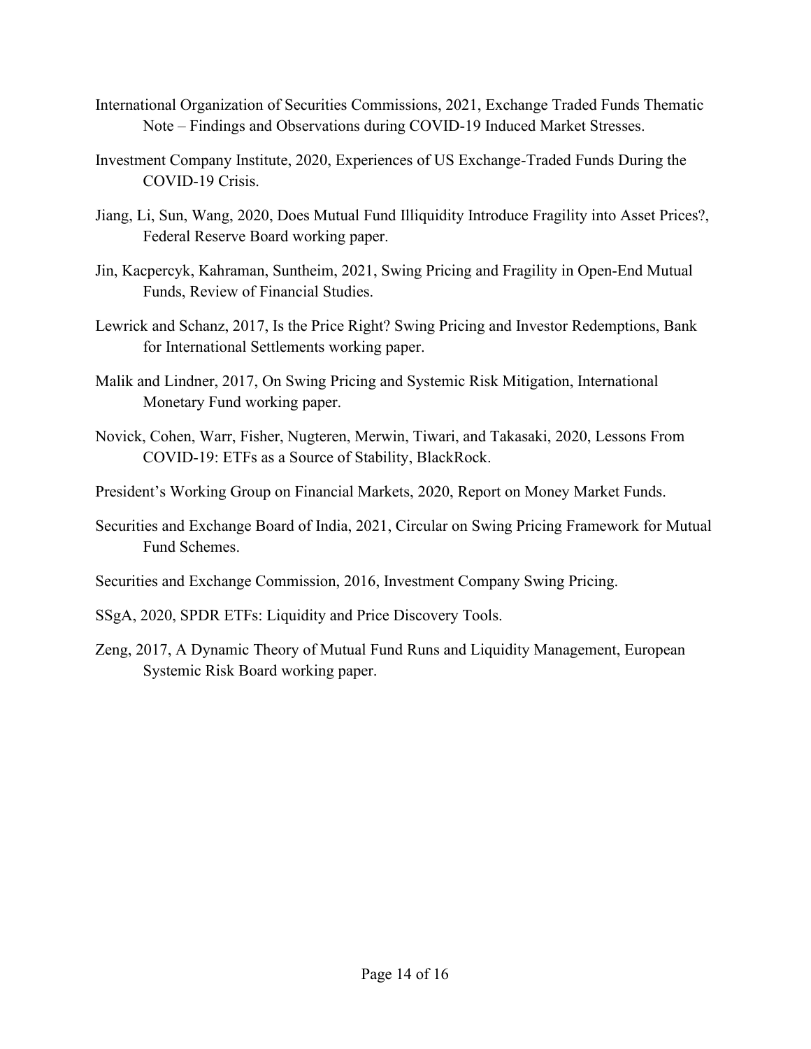International Organization of Securities Commissions, 2021, Exchange Traded Funds Thematic Note – Findings and Observations during COVID-19 Induced Market Stresses.

Investment Company Institute, 2020, Experiences of US Exchange-Traded Funds During the COVID-19 Crisis.

Jiang, Li, Sun, Wang, 2020, Does Mutual Fund Illiquidity Introduce Fragility into Asset Prices?, Federal Reserve Board working paper.

Jin, Kacpercyk, Kahraman, Suntheim, 2021, Swing Pricing and Fragility in Open-End Mutual Funds, Review of Financial Studies.

Lewrick and Schanz, 2017, Is the Price Right? Swing Pricing and Investor Redemptions, Bank for International Settlements working paper.

Malik and Lindner, 2017, On Swing Pricing and Systemic Risk Mitigation, International Monetary Fund working paper.

Novick, Cohen, Warr, Fisher, Nugteren, Merwin, Tiwari, and Takasaki, 2020, Lessons From COVID-19: ETFs as a Source of Stability, BlackRock.

President's Working Group on Financial Markets, 2020, Report on Money Market Funds.

Securities and Exchange Board of India, 2021, Circular on Swing Pricing Framework for Mutual Fund Schemes.

Securities and Exchange Commission, 2016, Investment Company Swing Pricing.

SSgA, 2020, SPDR ETFs: Liquidity and Price Discovery Tools.

Zeng, 2017, A Dynamic Theory of Mutual Fund Runs and Liquidity Management, European Systemic Risk Board working paper.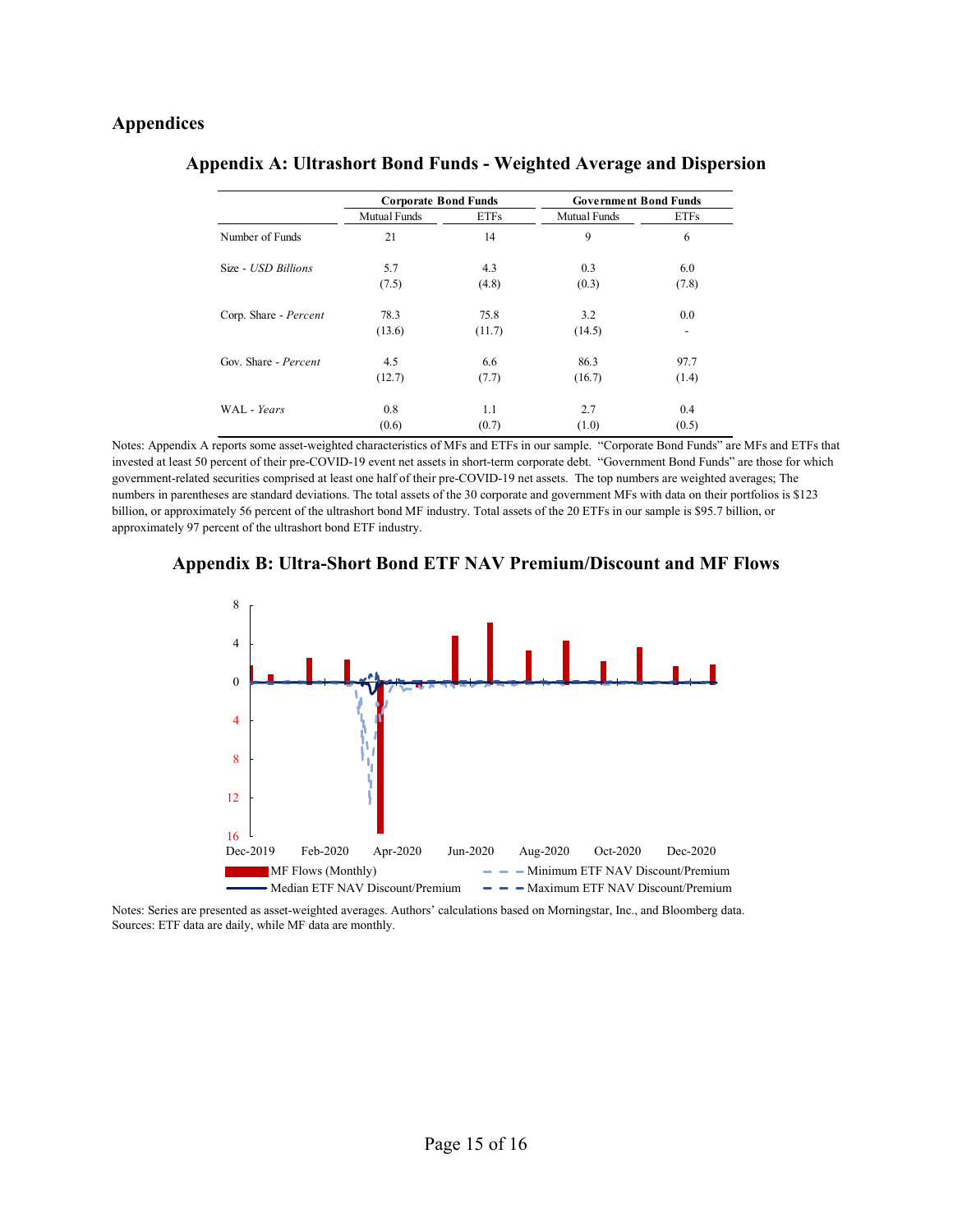## Appendices

### Appendix A: Ultrashort Bond Funds - Weighted Average and Dispersion

| | Corporate Bond Funds | | Government Bond Funds | |
|---|---|---|---|---|
| | Mutual Funds | ETFs | Mutual Funds | ETFs |
| Number of Funds | 21 | 14 | 9 | 6 |
| Size - *USD Billions* | 5.7 | 4.3 | 0.3 | 6.0 |
| | (7.5) | (4.8) | (0.3) | (7.8) |
| Corp. Share - *Percent* | 78.3 | 75.8 | 3.2 | 0.0 |
| | (13.6) | (11.7) | (14.5) | - |
| Gov. Share - *Percent* | 4.5 | 6.6 | 86.3 | 97.7 |
| | (12.7) | (7.7) | (16.7) | (1.4) |
| WAL - *Years* | 0.8 | 1.1 | 2.7 | 0.4 |
| | (0.6) | (0.7) | (1.0) | (0.5) |

Notes: Appendix A reports some asset-weighted characteristics of MFs and ETFs in our sample. "Corporate Bond Funds" are MFs and ETFs that invested at least 50 percent of their pre-COVID-19 event net assets in short-term corporate debt. "Government Bond Funds" are those for which government-related securities comprised at least one half of their pre-COVID-19 net assets. The top numbers are weighted averages; The numbers in parentheses are standard deviations. The total assets of the 30 corporate and government MFs with data on their portfolios is $123 billion, or approximately 56 percent of the ultrashort bond MF industry. Total assets of the 20 ETFs in our sample is $95.7 billion, or approximately 97 percent of the ultrashort bond ETF industry.

### Appendix B: Ultra-Short Bond ETF NAV Premium/Discount and MF Flows

8
4
0
4
8
12
16

Dec-2019 Feb-2020 Apr-2020 Jun-2020 Aug-2020 Oct-2020 Dec-2020

MF Flows (Monthly)
Minimum ETF NAV Discount/Premium
Median ETF NAV Discount/Premium
Maximum ETF NAV Discount/Premium

Notes: Series are presented as asset-weighted averages. Authors' calculations based on Morningstar, Inc., and Bloomberg data.
Sources: ETF data are daily, while MF data are monthly.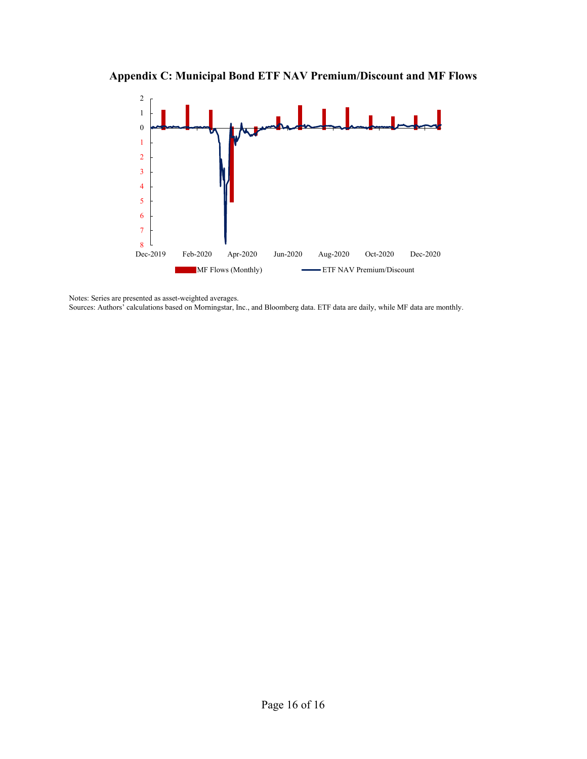## Appendix C: Municipal Bond ETF NAV Premium/Discount and MF Flows

2
1
0
1
2
3
4
5
6
7
8

Dec-2019
Feb-2020
Apr-2020
Jun-2020
Aug-2020
Oct-2020
Dec-2020

MF Flows (Monthly)
ETF NAV Premium/Discount

Notes: Series are presented as asset-weighted averages.
Sources: Authors' calculations based on Morningstar, Inc., and Bloomberg data. ETF data are daily, while MF data are monthly.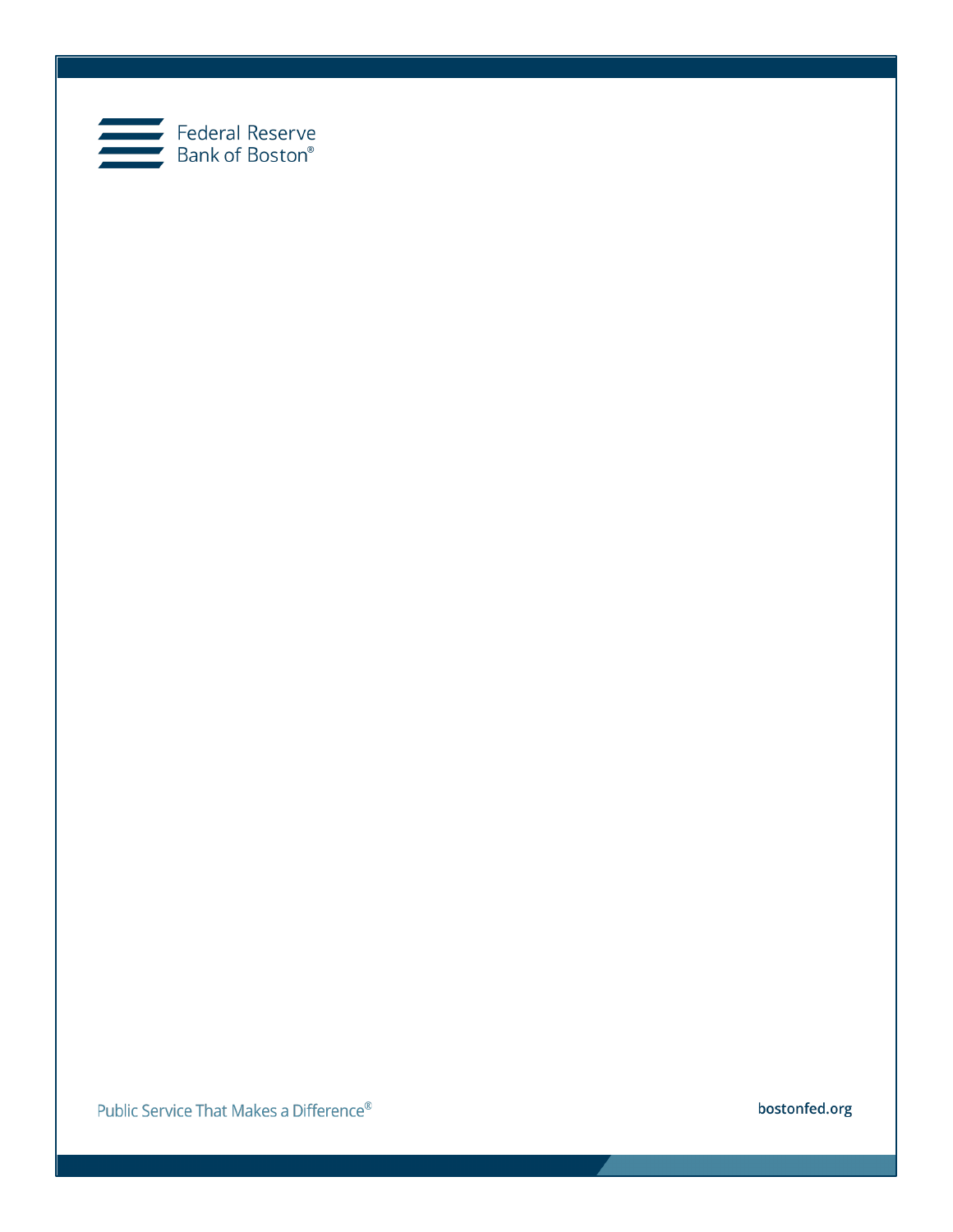Federal Reserve Bank of Boston®

Public Service That Makes a Difference®

bostonfed.org